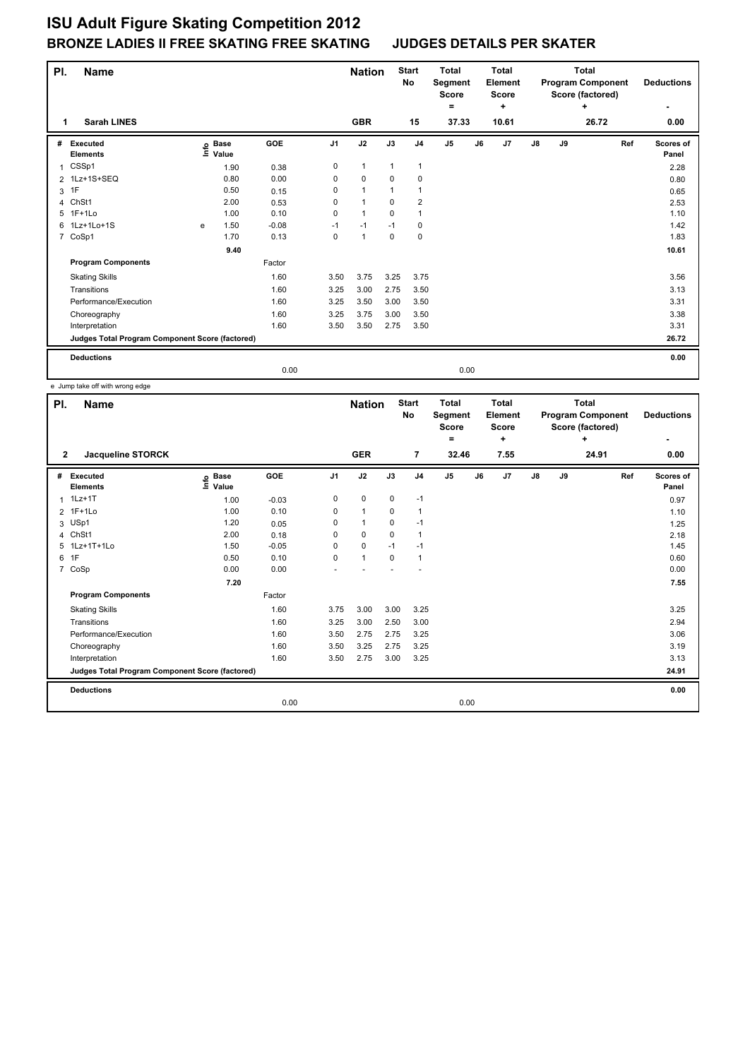# ISU Adult Figure Skating Competition 2012

## BRONZE LADIES II FREE SKATING FREE SKATING JUDGES DETAILS PER SKATER

| Pl. | Name | Nation | Start No | Total Segment Score = | Total Element Score + | Total Program Component Score (factored) + | Deductions - |
|---|---|---|---|---|---|---|---|
| 1 | Sarah LINES | GBR | 15 | 37.33 | 10.61 | 26.72 | 0.00 |

| # | Executed Elements | Info | Base Value | GOE | J1 | J2 | J3 | J4 | J5 | J6 | J7 | J8 | J9 | Ref | Scores of Panel |
|---|---|---|---|---|---|---|---|---|---|---|---|---|---|---|---|
| 1 | CSSp1 | | 1.90 | 0.38 | 0 | 1 | 1 | 1 | | | | | | | 2.28 |
| 2 | 1Lz+1S+SEQ | | 0.80 | 0.00 | 0 | 0 | 0 | 0 | | | | | | | 0.80 |
| 3 | 1F | | 0.50 | 0.15 | 0 | 1 | 1 | 1 | | | | | | | 0.65 |
| 4 | ChSt1 | | 2.00 | 0.53 | 0 | 1 | 0 | 2 | | | | | | | 2.53 |
| 5 | 1F+1Lo | | 1.00 | 0.10 | 0 | 1 | 0 | 1 | | | | | | | 1.10 |
| 6 | 1Lz+1Lo+1S | e | 1.50 | -0.08 | -1 | -1 | -1 | 0 | | | | | | | 1.42 |
| 7 | CoSp1 | | 1.70 | 0.13 | 0 | 1 | 0 | 0 | | | | | | | 1.83 |
| | | | 9.40 | | | | | | | | | | | | 10.61 |
| | **Program Components** | | | Factor | | | | | | | | | | | |
| | Skating Skills | | | 1.60 | 3.50 | 3.75 | 3.25 | 3.75 | | | | | | | 3.56 |
| | Transitions | | | 1.60 | 3.25 | 3.00 | 2.75 | 3.50 | | | | | | | 3.13 |
| | Performance/Execution | | | 1.60 | 3.25 | 3.50 | 3.00 | 3.50 | | | | | | | 3.31 |
| | Choreography | | | 1.60 | 3.25 | 3.75 | 3.00 | 3.50 | | | | | | | 3.38 |
| | Interpretation | | | 1.60 | 3.50 | 3.50 | 2.75 | 3.50 | | | | | | | 3.31 |
| | **Judges Total Program Component Score (factored)** | | | | | | | | | | | | | | 26.72 |
| | **Deductions** | | | 0.00 | | | | | 0.00 | | | | | | 0.00 |

e Jump take off with wrong edge

| Pl. | Name | Nation | Start No | Total Segment Score = | Total Element Score + | Total Program Component Score (factored) + | Deductions - |
|---|---|---|---|---|---|---|---|
| 2 | Jacqueline STORCK | GER | 7 | 32.46 | 7.55 | 24.91 | 0.00 |

| # | Executed Elements | Info | Base Value | GOE | J1 | J2 | J3 | J4 | J5 | J6 | J7 | J8 | J9 | Ref | Scores of Panel |
|---|---|---|---|---|---|---|---|---|---|---|---|---|---|---|---|
| 1 | 1Lz+1T | | 1.00 | -0.03 | 0 | 0 | 0 | -1 | | | | | | | 0.97 |
| 2 | 1F+1Lo | | 1.00 | 0.10 | 0 | 1 | 0 | 1 | | | | | | | 1.10 |
| 3 | USp1 | | 1.20 | 0.05 | 0 | 1 | 0 | -1 | | | | | | | 1.25 |
| 4 | ChSt1 | | 2.00 | 0.18 | 0 | 0 | 0 | 1 | | | | | | | 2.18 |
| 5 | 1Lz+1T+1Lo | | 1.50 | -0.05 | 0 | 0 | -1 | -1 | | | | | | | 1.45 |
| 6 | 1F | | 0.50 | 0.10 | 0 | 1 | 0 | 1 | | | | | | | 0.60 |
| 7 | CoSp | | 0.00 | 0.00 | - | - | - | - | | | | | | | 0.00 |
| | | | 7.20 | | | | | | | | | | | | 7.55 |
| | **Program Components** | | | Factor | | | | | | | | | | | |
| | Skating Skills | | | 1.60 | 3.75 | 3.00 | 3.00 | 3.25 | | | | | | | 3.25 |
| | Transitions | | | 1.60 | 3.25 | 3.00 | 2.50 | 3.00 | | | | | | | 2.94 |
| | Performance/Execution | | | 1.60 | 3.50 | 2.75 | 2.75 | 3.25 | | | | | | | 3.06 |
| | Choreography | | | 1.60 | 3.50 | 3.25 | 2.75 | 3.25 | | | | | | | 3.19 |
| | Interpretation | | | 1.60 | 3.50 | 2.75 | 3.00 | 3.25 | | | | | | | 3.13 |
| | **Judges Total Program Component Score (factored)** | | | | | | | | | | | | | | 24.91 |
| | **Deductions** | | | 0.00 | | | | | 0.00 | | | | | | 0.00 |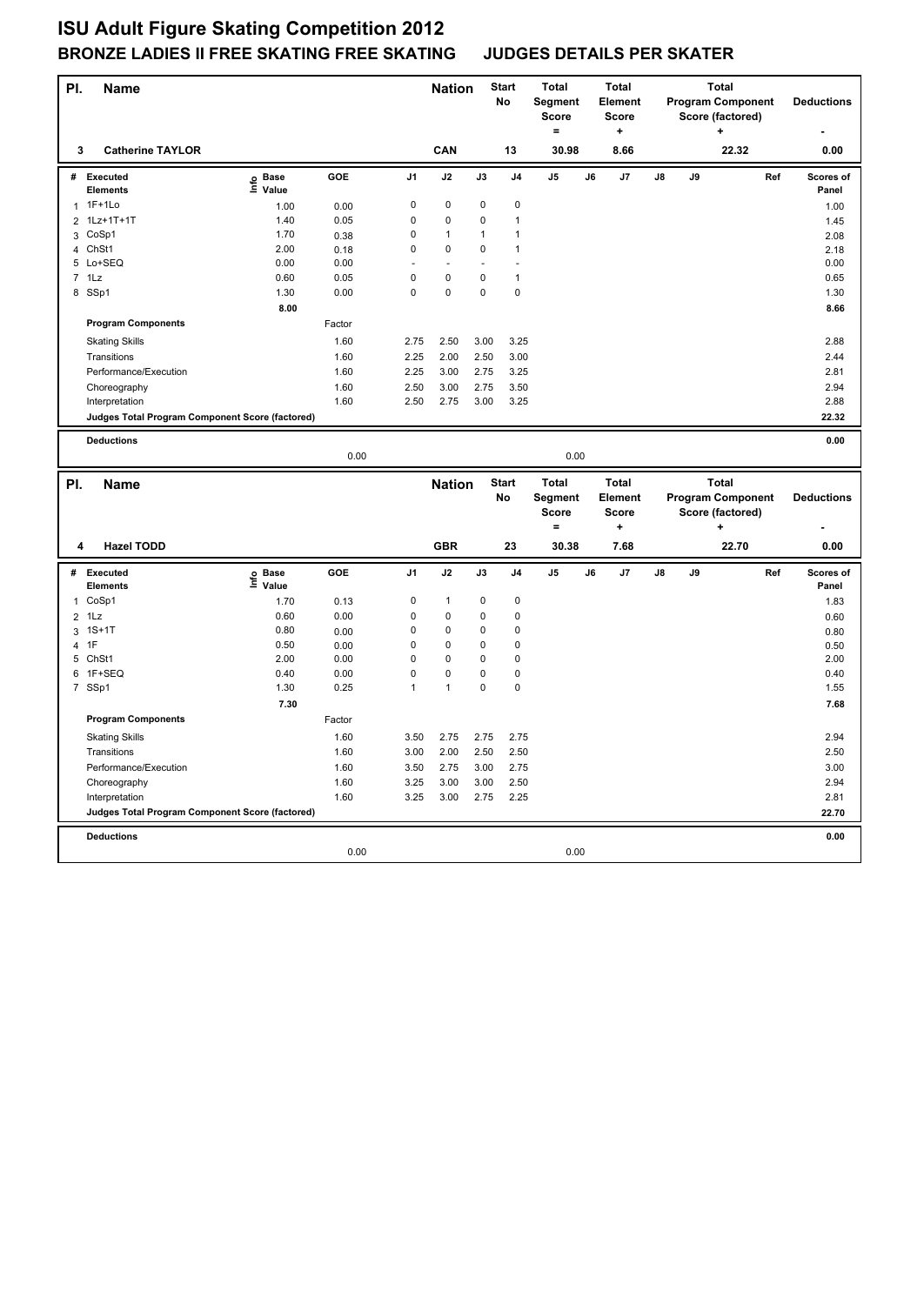# ISU Adult Figure Skating Competition 2012

## BRONZE LADIES II FREE SKATING FREE SKATING JUDGES DETAILS PER SKATER

| Pl. | Name | Nation | Start No | Total Segment Score = | Total Element Score + | Total Program Component Score (factored) + | Deductions - |
|---|---|---|---|---|---|---|---|
| 3 | Catherine TAYLOR | CAN | 13 | 30.98 | 8.66 | 22.32 | 0.00 |

| # | Executed Elements | Info | Base Value | GOE | J1 | J2 | J3 | J4 | J5 | J6 | J7 | J8 | J9 | Ref | Scores of Panel |
|---|---|---|---|---|---|---|---|---|---|---|---|---|---|---|---|
| 1 | 1F+1Lo | | 1.00 | 0.00 | 0 | 0 | 0 | 0 | | | | | | | 1.00 |
| 2 | 1Lz+1T+1T | | 1.40 | 0.05 | 0 | 0 | 0 | 1 | | | | | | | 1.45 |
| 3 | CoSp1 | | 1.70 | 0.38 | 0 | 1 | 1 | 1 | | | | | | | 2.08 |
| 4 | ChSt1 | | 2.00 | 0.18 | 0 | 0 | 0 | 1 | | | | | | | 2.18 |
| 5 | Lo+SEQ | | 0.00 | 0.00 | - | - | - | - | | | | | | | 0.00 |
| 7 | 1Lz | | 0.60 | 0.05 | 0 | 0 | 0 | 1 | | | | | | | 0.65 |
| 8 | SSp1 | | 1.30 | 0.00 | 0 | 0 | 0 | 0 | | | | | | | 1.30 |
| | | | 8.00 | | | | | | | | | | | | 8.66 |

| Program Components | Factor | J1 | J2 | J3 | J4 | J5 | J6 | J7 | J8 | J9 | Ref | Scores of Panel |
|---|---|---|---|---|---|---|---|---|---|---|---|---|
| Skating Skills | 1.60 | 2.75 | 2.50 | 3.00 | 3.25 | | | | | | | 2.88 |
| Transitions | 1.60 | 2.25 | 2.00 | 2.50 | 3.00 | | | | | | | 2.44 |
| Performance/Execution | 1.60 | 2.25 | 3.00 | 2.75 | 3.25 | | | | | | | 2.81 |
| Choreography | 1.60 | 2.50 | 3.00 | 2.75 | 3.50 | | | | | | | 2.94 |
| Interpretation | 1.60 | 2.50 | 2.75 | 3.00 | 3.25 | | | | | | | 2.88 |
| Judges Total Program Component Score (factored) | | | | | | | | | | | | 22.32 |

| Deductions | | | 0.00 |
|---|---|---|---|
| | 0.00 | 0.00 | |

| Pl. | Name | Nation | Start No | Total Segment Score = | Total Element Score + | Total Program Component Score (factored) + | Deductions - |
|---|---|---|---|---|---|---|---|
| 4 | Hazel TODD | GBR | 23 | 30.38 | 7.68 | 22.70 | 0.00 |

| # | Executed Elements | Info | Base Value | GOE | J1 | J2 | J3 | J4 | J5 | J6 | J7 | J8 | J9 | Ref | Scores of Panel |
|---|---|---|---|---|---|---|---|---|---|---|---|---|---|---|---|
| 1 | CoSp1 | | 1.70 | 0.13 | 0 | 1 | 0 | 0 | | | | | | | 1.83 |
| 2 | 1Lz | | 0.60 | 0.00 | 0 | 0 | 0 | 0 | | | | | | | 0.60 |
| 3 | 1S+1T | | 0.80 | 0.00 | 0 | 0 | 0 | 0 | | | | | | | 0.80 |
| 4 | 1F | | 0.50 | 0.00 | 0 | 0 | 0 | 0 | | | | | | | 0.50 |
| 5 | ChSt1 | | 2.00 | 0.00 | 0 | 0 | 0 | 0 | | | | | | | 2.00 |
| 6 | 1F+SEQ | | 0.40 | 0.00 | 0 | 0 | 0 | 0 | | | | | | | 0.40 |
| 7 | SSp1 | | 1.30 | 0.25 | 1 | 1 | 0 | 0 | | | | | | | 1.55 |
| | | | 7.30 | | | | | | | | | | | | 7.68 |

| Program Components | Factor | J1 | J2 | J3 | J4 | J5 | J6 | J7 | J8 | J9 | Ref | Scores of Panel |
|---|---|---|---|---|---|---|---|---|---|---|---|---|
| Skating Skills | 1.60 | 3.50 | 2.75 | 2.75 | 2.75 | | | | | | | 2.94 |
| Transitions | 1.60 | 3.00 | 2.00 | 2.50 | 2.50 | | | | | | | 2.50 |
| Performance/Execution | 1.60 | 3.50 | 2.75 | 3.00 | 2.75 | | | | | | | 3.00 |
| Choreography | 1.60 | 3.25 | 3.00 | 3.00 | 2.50 | | | | | | | 2.94 |
| Interpretation | 1.60 | 3.25 | 3.00 | 2.75 | 2.25 | | | | | | | 2.81 |
| Judges Total Program Component Score (factored) | | | | | | | | | | | | 22.70 |

| Deductions | | | 0.00 |
|---|---|---|---|
| | 0.00 | 0.00 | |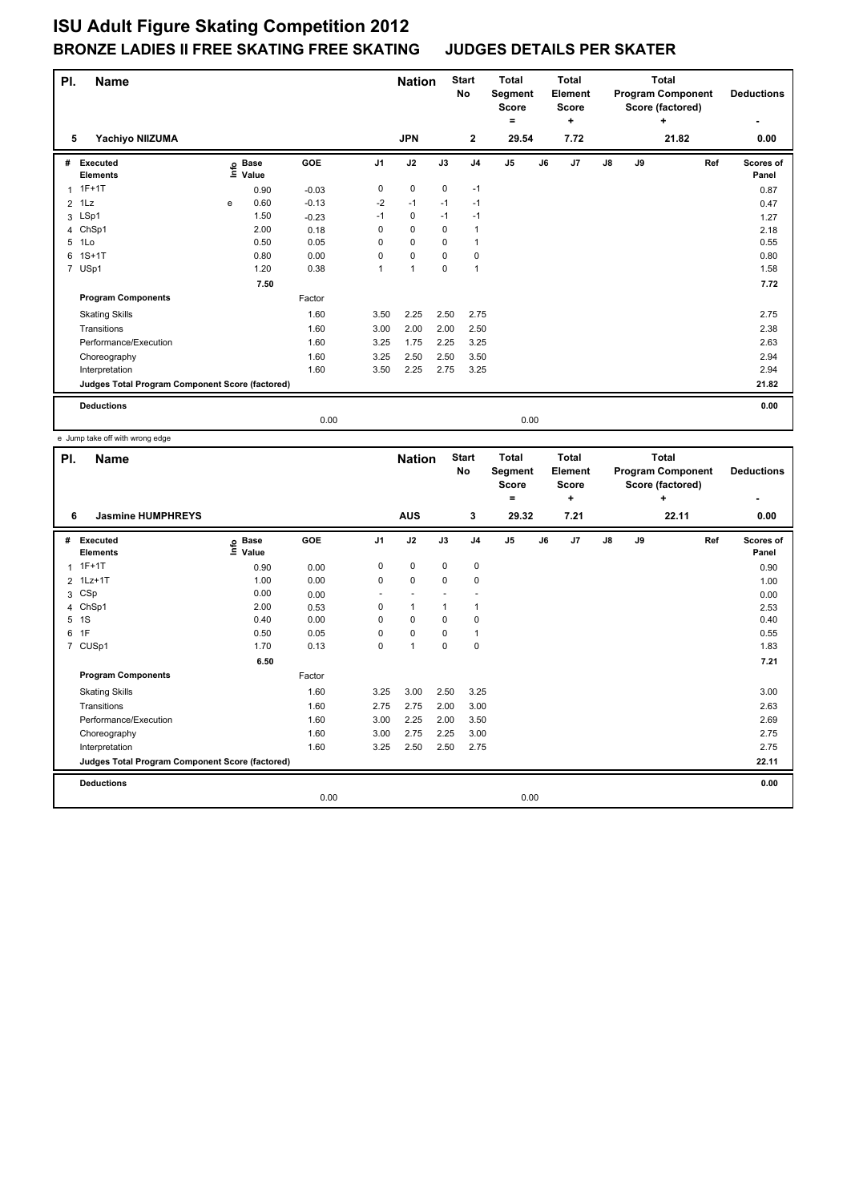# ISU Adult Figure Skating Competition 2012

## BRONZE LADIES II FREE SKATING FREE SKATING JUDGES DETAILS PER SKATER

| Pl. | Name | Nation | Start No | Total Segment Score = | Total Element Score + | Total Program Component Score (factored) + | Deductions - |
|---|---|---|---|---|---|---|---|
| 5 | Yachiyo NIIZUMA | JPN | 2 | 29.54 | 7.72 | 21.82 | 0.00 |

| # | Executed Elements | Info | Base Value | GOE | J1 | J2 | J3 | J4 | J5 | J6 | J7 | J8 | J9 | Ref | Scores of Panel |
|---|---|---|---|---|---|---|---|---|---|---|---|---|---|---|---|
| 1 | 1F+1T | | 0.90 | -0.03 | 0 | 0 | 0 | -1 | | | | | | | 0.87 |
| 2 | 1Lz | e | 0.60 | -0.13 | -2 | -1 | -1 | -1 | | | | | | | 0.47 |
| 3 | LSp1 | | 1.50 | -0.23 | -1 | 0 | -1 | -1 | | | | | | | 1.27 |
| 4 | ChSp1 | | 2.00 | 0.18 | 0 | 0 | 0 | 1 | | | | | | | 2.18 |
| 5 | 1Lo | | 0.50 | 0.05 | 0 | 0 | 0 | 1 | | | | | | | 0.55 |
| 6 | 1S+1T | | 0.80 | 0.00 | 0 | 0 | 0 | 0 | | | | | | | 0.80 |
| 7 | USp1 | | 1.20 | 0.38 | 1 | 1 | 0 | 1 | | | | | | | 1.58 |
| | | | 7.50 | | | | | | | | | | | | 7.72 |
| | **Program Components** | | | Factor | | | | | | | | | | | |
| | Skating Skills | | | 1.60 | 3.50 | 2.25 | 2.50 | 2.75 | | | | | | | 2.75 |
| | Transitions | | | 1.60 | 3.00 | 2.00 | 2.00 | 2.50 | | | | | | | 2.38 |
| | Performance/Execution | | | 1.60 | 3.25 | 1.75 | 2.25 | 3.25 | | | | | | | 2.63 |
| | Choreography | | | 1.60 | 3.25 | 2.50 | 2.50 | 3.50 | | | | | | | 2.94 |
| | Interpretation | | | 1.60 | 3.50 | 2.25 | 2.75 | 3.25 | | | | | | | 2.94 |
| | **Judges Total Program Component Score (factored)** | | | | | | | | | | | | | | 21.82 |
| | **Deductions** | | | | | | | | | | | | | | 0.00 |
| | | | | 0.00 | | | | | 0.00 | | | | | | |

e Jump take off with wrong edge

| Pl. | Name | Nation | Start No | Total Segment Score = | Total Element Score + | Total Program Component Score (factored) + | Deductions - |
|---|---|---|---|---|---|---|---|
| 6 | Jasmine HUMPHREYS | AUS | 3 | 29.32 | 7.21 | 22.11 | 0.00 |

| # | Executed Elements | Info | Base Value | GOE | J1 | J2 | J3 | J4 | J5 | J6 | J7 | J8 | J9 | Ref | Scores of Panel |
|---|---|---|---|---|---|---|---|---|---|---|---|---|---|---|---|
| 1 | 1F+1T | | 0.90 | 0.00 | 0 | 0 | 0 | 0 | | | | | | | 0.90 |
| 2 | 1Lz+1T | | 1.00 | 0.00 | 0 | 0 | 0 | 0 | | | | | | | 1.00 |
| 3 | CSp | | 0.00 | 0.00 | - | - | - | - | | | | | | | 0.00 |
| 4 | ChSp1 | | 2.00 | 0.53 | 0 | 1 | 1 | 1 | | | | | | | 2.53 |
| 5 | 1S | | 0.40 | 0.00 | 0 | 0 | 0 | 0 | | | | | | | 0.40 |
| 6 | 1F | | 0.50 | 0.05 | 0 | 0 | 0 | 1 | | | | | | | 0.55 |
| 7 | CUSp1 | | 1.70 | 0.13 | 0 | 1 | 0 | 0 | | | | | | | 1.83 |
| | | | 6.50 | | | | | | | | | | | | 7.21 |
| | **Program Components** | | | Factor | | | | | | | | | | | |
| | Skating Skills | | | 1.60 | 3.25 | 3.00 | 2.50 | 3.25 | | | | | | | 3.00 |
| | Transitions | | | 1.60 | 2.75 | 2.75 | 2.00 | 3.00 | | | | | | | 2.63 |
| | Performance/Execution | | | 1.60 | 3.00 | 2.25 | 2.00 | 3.50 | | | | | | | 2.69 |
| | Choreography | | | 1.60 | 3.00 | 2.75 | 2.25 | 3.00 | | | | | | | 2.75 |
| | Interpretation | | | 1.60 | 3.25 | 2.50 | 2.50 | 2.75 | | | | | | | 2.75 |
| | **Judges Total Program Component Score (factored)** | | | | | | | | | | | | | | 22.11 |
| | **Deductions** | | | | | | | | | | | | | | 0.00 |
| | | | | 0.00 | | | | | 0.00 | | | | | | |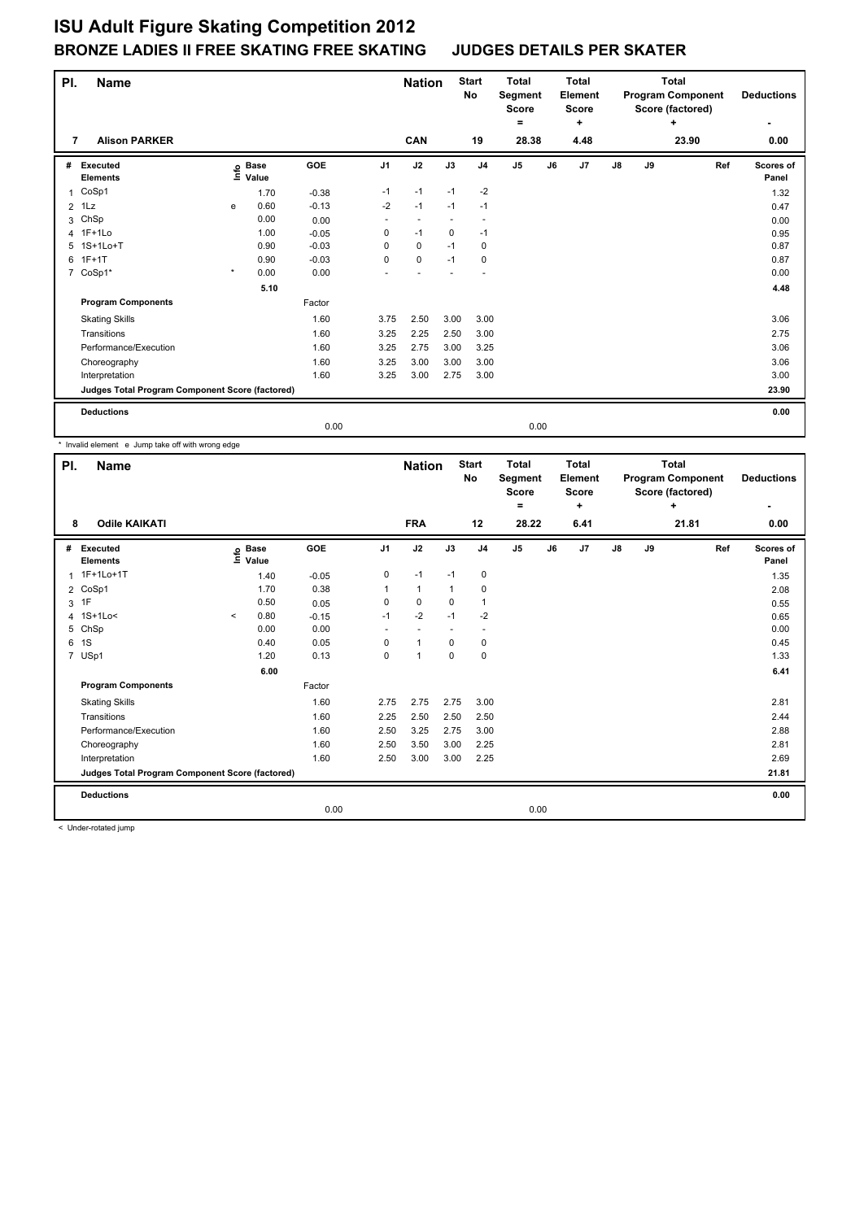# ISU Adult Figure Skating Competition 2012

## BRONZE LADIES II FREE SKATING FREE SKATING JUDGES DETAILS PER SKATER

| Pl. | Name | Nation | Start No | Total Segment Score = | Total Element Score + | Total Program Component Score (factored) + | Deductions - |
|---|---|---|---|---|---|---|---|
| 7 | Alison PARKER | CAN | 19 | 28.38 | 4.48 | 23.90 | 0.00 |

| # | Executed Elements | Info | Base Value | GOE | J1 | J2 | J3 | J4 | J5 | J6 | J7 | J8 | J9 | Ref | Scores of Panel |
|---|---|---|---|---|---|---|---|---|---|---|---|---|---|---|---|
| 1 | CoSp1 | | 1.70 | -0.38 | -1 | -1 | -1 | -2 | | | | | | | 1.32 |
| 2 | 1Lz | e | 0.60 | -0.13 | -2 | -1 | -1 | -1 | | | | | | | 0.47 |
| 3 | ChSp | | 0.00 | 0.00 | - | - | - | - | | | | | | | 0.00 |
| 4 | 1F+1Lo | | 1.00 | -0.05 | 0 | -1 | 0 | -1 | | | | | | | 0.95 |
| 5 | 1S+1Lo+T | | 0.90 | -0.03 | 0 | 0 | -1 | 0 | | | | | | | 0.87 |
| 6 | 1F+1T | | 0.90 | -0.03 | 0 | 0 | -1 | 0 | | | | | | | 0.87 |
| 7 | CoSp1* | * | 0.00 | 0.00 | - | - | - | - | | | | | | | 0.00 |
| | | | 5.10 | | | | | | | | | | | | 4.48 |
| | **Program Components** | | | Factor | | | | | | | | | | | |
| | Skating Skills | | | 1.60 | 3.75 | 2.50 | 3.00 | 3.00 | | | | | | | 3.06 |
| | Transitions | | | 1.60 | 3.25 | 2.25 | 2.50 | 3.00 | | | | | | | 2.75 |
| | Performance/Execution | | | 1.60 | 3.25 | 2.75 | 3.00 | 3.25 | | | | | | | 3.06 |
| | Choreography | | | 1.60 | 3.25 | 3.00 | 3.00 | 3.00 | | | | | | | 3.06 |
| | Interpretation | | | 1.60 | 3.25 | 3.00 | 2.75 | 3.00 | | | | | | | 3.00 |
| | **Judges Total Program Component Score (factored)** | | | | | | | | | | | | | | **23.90** |
| | **Deductions** | | | | | | | | | | | | | | **0.00** |
| | | | | 0.00 | | | | | 0.00 | | | | | | |

\* Invalid element e Jump take off with wrong edge

| Pl. | Name | Nation | Start No | Total Segment Score = | Total Element Score + | Total Program Component Score (factored) + | Deductions - |
|---|---|---|---|---|---|---|---|
| 8 | Odile KAIKATI | FRA | 12 | 28.22 | 6.41 | 21.81 | 0.00 |

| # | Executed Elements | Info | Base Value | GOE | J1 | J2 | J3 | J4 | J5 | J6 | J7 | J8 | J9 | Ref | Scores of Panel |
|---|---|---|---|---|---|---|---|---|---|---|---|---|---|---|---|
| 1 | 1F+1Lo+1T | | 1.40 | -0.05 | 0 | -1 | -1 | 0 | | | | | | | 1.35 |
| 2 | CoSp1 | | 1.70 | 0.38 | 1 | 1 | 1 | 0 | | | | | | | 2.08 |
| 3 | 1F | | 0.50 | 0.05 | 0 | 0 | 0 | 1 | | | | | | | 0.55 |
| 4 | 1S+1Lo< | < | 0.80 | -0.15 | -1 | -2 | -1 | -2 | | | | | | | 0.65 |
| 5 | ChSp | | 0.00 | 0.00 | - | - | - | - | | | | | | | 0.00 |
| 6 | 1S | | 0.40 | 0.05 | 0 | 1 | 0 | 0 | | | | | | | 0.45 |
| 7 | USp1 | | 1.20 | 0.13 | 0 | 1 | 0 | 0 | | | | | | | 1.33 |
| | | | 6.00 | | | | | | | | | | | | 6.41 |
| | **Program Components** | | | Factor | | | | | | | | | | | |
| | Skating Skills | | | 1.60 | 2.75 | 2.75 | 2.75 | 3.00 | | | | | | | 2.81 |
| | Transitions | | | 1.60 | 2.25 | 2.50 | 2.50 | 2.50 | | | | | | | 2.44 |
| | Performance/Execution | | | 1.60 | 2.50 | 3.25 | 2.75 | 3.00 | | | | | | | 2.88 |
| | Choreography | | | 1.60 | 2.50 | 3.50 | 3.00 | 2.25 | | | | | | | 2.81 |
| | Interpretation | | | 1.60 | 2.50 | 3.00 | 3.00 | 2.25 | | | | | | | 2.69 |
| | **Judges Total Program Component Score (factored)** | | | | | | | | | | | | | | **21.81** |
| | **Deductions** | | | | | | | | | | | | | | **0.00** |
| | | | | 0.00 | | | | | 0.00 | | | | | | |

< Under-rotated jump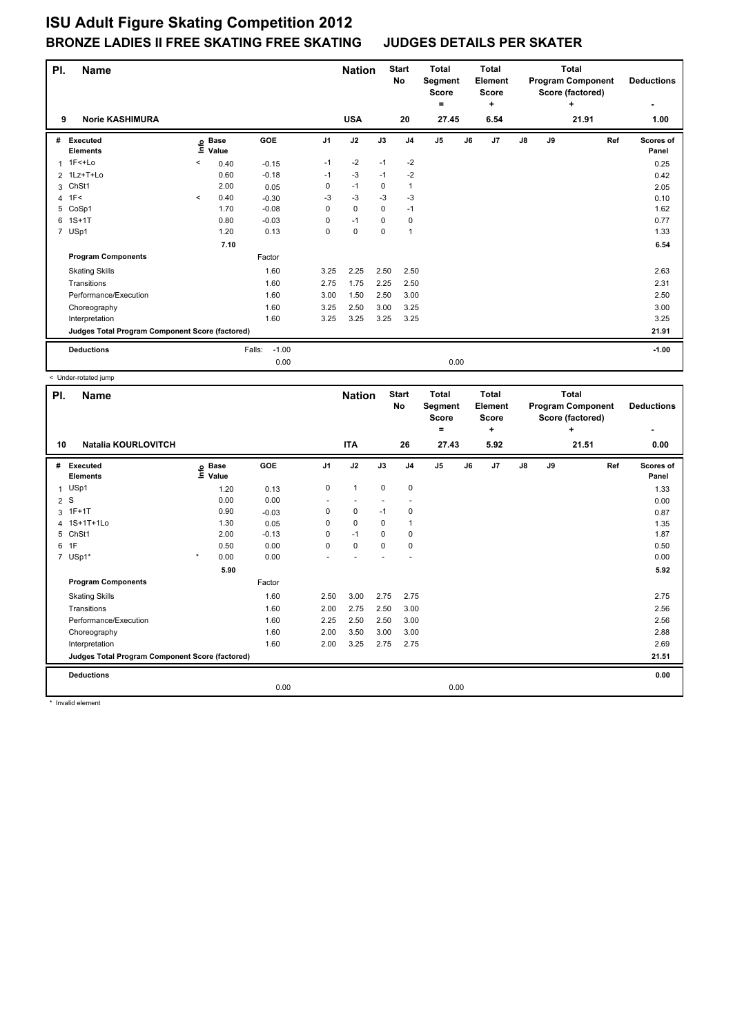# ISU Adult Figure Skating Competition 2012

## BRONZE LADIES II FREE SKATING FREE SKATING JUDGES DETAILS PER SKATER

| Pl. | Name | Nation | Start No | Total Segment Score = | Total Element Score + | Total Program Component Score (factored) + | Deductions - |
|---|---|---|---|---|---|---|---|
| 9 | Norie KASHIMURA | USA | 20 | 27.45 | 6.54 | 21.91 | 1.00 |

| # | Executed Elements | Info | Base Value | GOE | J1 | J2 | J3 | J4 | J5 | J6 | J7 | J8 | J9 | Ref | Scores of Panel |
|---|---|---|---|---|---|---|---|---|---|---|---|---|---|---|---|
| 1 | 1F<+Lo | < | 0.40 | -0.15 | -1 | -2 | -1 | -2 | | | | | | | 0.25 |
| 2 | 1Lz+T+Lo | | 0.60 | -0.18 | -1 | -3 | -1 | -2 | | | | | | | 0.42 |
| 3 | ChSt1 | | 2.00 | 0.05 | 0 | -1 | 0 | 1 | | | | | | | 2.05 |
| 4 | 1F< | < | 0.40 | -0.30 | -3 | -3 | -3 | -3 | | | | | | | 0.10 |
| 5 | CoSp1 | | 1.70 | -0.08 | 0 | 0 | 0 | -1 | | | | | | | 1.62 |
| 6 | 1S+1T | | 0.80 | -0.03 | 0 | -1 | 0 | 0 | | | | | | | 0.77 |
| 7 | USp1 | | 1.20 | 0.13 | 0 | 0 | 0 | 1 | | | | | | | 1.33 |
| | | | 7.10 | | | | | | | | | | | | 6.54 |
| | **Program Components** | | | Factor | | | | | | | | | | | |
| | Skating Skills | | | 1.60 | 3.25 | 2.25 | 2.50 | 2.50 | | | | | | | 2.63 |
| | Transitions | | | 1.60 | 2.75 | 1.75 | 2.25 | 2.50 | | | | | | | 2.31 |
| | Performance/Execution | | | 1.60 | 3.00 | 1.50 | 2.50 | 3.00 | | | | | | | 2.50 |
| | Choreography | | | 1.60 | 3.25 | 2.50 | 3.00 | 3.25 | | | | | | | 3.00 |
| | Interpretation | | | 1.60 | 3.25 | 3.25 | 3.25 | 3.25 | | | | | | | 3.25 |
| | **Judges Total Program Component Score (factored)** | | | | | | | | | | | | | | 21.91 |
| | **Deductions** | | | Falls: -1.00 | | | | | | | | | | | -1.00 |
| | | | | 0.00 | | | | | 0.00 | | | | | | |

< Under-rotated jump

| Pl. | Name | Nation | Start No | Total Segment Score = | Total Element Score + | Total Program Component Score (factored) + | Deductions - |
|---|---|---|---|---|---|---|---|
| 10 | Natalia KOURLOVITCH | ITA | 26 | 27.43 | 5.92 | 21.51 | 0.00 |

| # | Executed Elements | Info | Base Value | GOE | J1 | J2 | J3 | J4 | J5 | J6 | J7 | J8 | J9 | Ref | Scores of Panel |
|---|---|---|---|---|---|---|---|---|---|---|---|---|---|---|---|
| 1 | USp1 | | 1.20 | 0.13 | 0 | 1 | 0 | 0 | | | | | | | 1.33 |
| 2 | S | | 0.00 | 0.00 | - | - | - | - | | | | | | | 0.00 |
| 3 | 1F+1T | | 0.90 | -0.03 | 0 | 0 | -1 | 0 | | | | | | | 0.87 |
| 4 | 1S+1T+1Lo | | 1.30 | 0.05 | 0 | 0 | 0 | 1 | | | | | | | 1.35 |
| 5 | ChSt1 | | 2.00 | -0.13 | 0 | -1 | 0 | 0 | | | | | | | 1.87 |
| 6 | 1F | | 0.50 | 0.00 | 0 | 0 | 0 | 0 | | | | | | | 0.50 |
| 7 | USp1* | * | 0.00 | 0.00 | - | - | - | - | | | | | | | 0.00 |
| | | | 5.90 | | | | | | | | | | | | 5.92 |
| | **Program Components** | | | Factor | | | | | | | | | | | |
| | Skating Skills | | | 1.60 | 2.50 | 3.00 | 2.75 | 2.75 | | | | | | | 2.75 |
| | Transitions | | | 1.60 | 2.00 | 2.75 | 2.50 | 3.00 | | | | | | | 2.56 |
| | Performance/Execution | | | 1.60 | 2.25 | 2.50 | 2.50 | 3.00 | | | | | | | 2.56 |
| | Choreography | | | 1.60 | 2.00 | 3.50 | 3.00 | 3.00 | | | | | | | 2.88 |
| | Interpretation | | | 1.60 | 2.00 | 3.25 | 2.75 | 2.75 | | | | | | | 2.69 |
| | **Judges Total Program Component Score (factored)** | | | | | | | | | | | | | | 21.51 |
| | **Deductions** | | | | | | | | | | | | | | 0.00 |
| | | | | 0.00 | | | | | 0.00 | | | | | | |

* Invalid element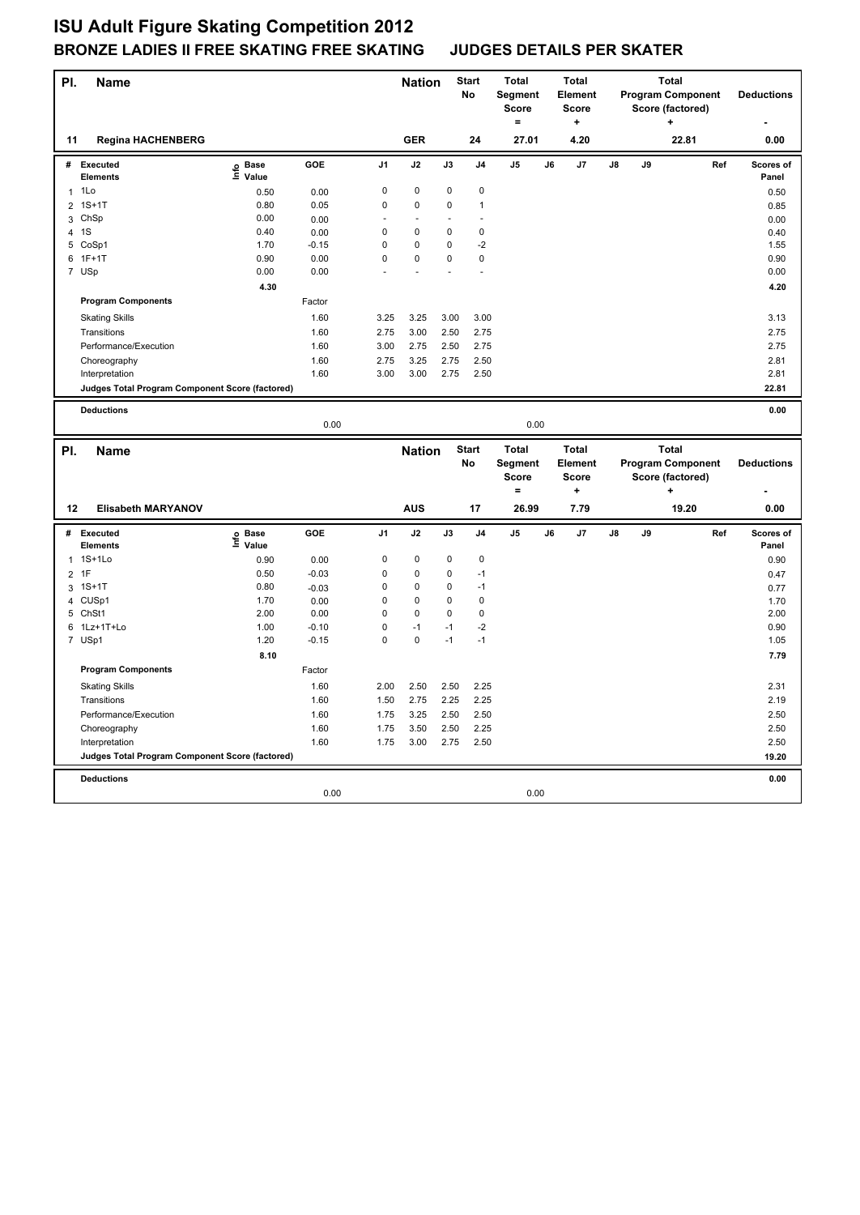# ISU Adult Figure Skating Competition 2012

## BRONZE LADIES II FREE SKATING FREE SKATING JUDGES DETAILS PER SKATER

| Pl. | Name | Nation | Start No | Total Segment Score = | Total Element Score + | Total Program Component Score (factored) + | Deductions - |
|---|---|---|---|---|---|---|---|
| 11 | Regina HACHENBERG | GER | 24 | 27.01 | 4.20 | 22.81 | 0.00 |

| # | Executed Elements | Info | Base Value | GOE | J1 | J2 | J3 | J4 | J5 | J6 | J7 | J8 | J9 | Ref | Scores of Panel |
|---|---|---|---|---|---|---|---|---|---|---|---|---|---|---|---|
| 1 | 1Lo | | 0.50 | 0.00 | 0 | 0 | 0 | 0 | | | | | | | 0.50 |
| 2 | 1S+1T | | 0.80 | 0.05 | 0 | 0 | 0 | 1 | | | | | | | 0.85 |
| 3 | ChSp | | 0.00 | 0.00 | - | - | - | - | | | | | | | 0.00 |
| 4 | 1S | | 0.40 | 0.00 | 0 | 0 | 0 | 0 | | | | | | | 0.40 |
| 5 | CoSp1 | | 1.70 | -0.15 | 0 | 0 | 0 | -2 | | | | | | | 1.55 |
| 6 | 1F+1T | | 0.90 | 0.00 | 0 | 0 | 0 | 0 | | | | | | | 0.90 |
| 7 | USp | | 0.00 | 0.00 | - | - | - | - | | | | | | | 0.00 |
| | | | 4.30 | | | | | | | | | | | | 4.20 |
| | **Program Components** | | | Factor | | | | | | | | | | | |
| | Skating Skills | | | 1.60 | 3.25 | 3.25 | 3.00 | 3.00 | | | | | | | 3.13 |
| | Transitions | | | 1.60 | 2.75 | 3.00 | 2.50 | 2.75 | | | | | | | 2.75 |
| | Performance/Execution | | | 1.60 | 3.00 | 2.75 | 2.50 | 2.75 | | | | | | | 2.75 |
| | Choreography | | | 1.60 | 2.75 | 3.25 | 2.75 | 2.50 | | | | | | | 2.81 |
| | Interpretation | | | 1.60 | 3.00 | 3.00 | 2.75 | 2.50 | | | | | | | 2.81 |
| | Judges Total Program Component Score (factored) | | | | | | | | | | | | | | 22.81 |
| | **Deductions** | | | | | | | | | | | | | | 0.00 |
| | | | | 0.00 | | | | | 0.00 | | | | | | |

| Pl. | Name | Nation | Start No | Total Segment Score = | Total Element Score + | Total Program Component Score (factored) + | Deductions - |
|---|---|---|---|---|---|---|---|
| 12 | Elisabeth MARYANOV | AUS | 17 | 26.99 | 7.79 | 19.20 | 0.00 |

| # | Executed Elements | Info | Base Value | GOE | J1 | J2 | J3 | J4 | J5 | J6 | J7 | J8 | J9 | Ref | Scores of Panel |
|---|---|---|---|---|---|---|---|---|---|---|---|---|---|---|---|
| 1 | 1S+1Lo | | 0.90 | 0.00 | 0 | 0 | 0 | 0 | | | | | | | 0.90 |
| 2 | 1F | | 0.50 | -0.03 | 0 | 0 | 0 | -1 | | | | | | | 0.47 |
| 3 | 1S+1T | | 0.80 | -0.03 | 0 | 0 | 0 | -1 | | | | | | | 0.77 |
| 4 | CUSp1 | | 1.70 | 0.00 | 0 | 0 | 0 | 0 | | | | | | | 1.70 |
| 5 | ChSt1 | | 2.00 | 0.00 | 0 | 0 | 0 | 0 | | | | | | | 2.00 |
| 6 | 1Lz+1T+Lo | | 1.00 | -0.10 | 0 | -1 | -1 | -2 | | | | | | | 0.90 |
| 7 | USp1 | | 1.20 | -0.15 | 0 | 0 | -1 | -1 | | | | | | | 1.05 |
| | | | 8.10 | | | | | | | | | | | | 7.79 |
| | **Program Components** | | | Factor | | | | | | | | | | | |
| | Skating Skills | | | 1.60 | 2.00 | 2.50 | 2.50 | 2.25 | | | | | | | 2.31 |
| | Transitions | | | 1.60 | 1.50 | 2.75 | 2.25 | 2.25 | | | | | | | 2.19 |
| | Performance/Execution | | | 1.60 | 1.75 | 3.25 | 2.50 | 2.50 | | | | | | | 2.50 |
| | Choreography | | | 1.60 | 1.75 | 3.50 | 2.50 | 2.25 | | | | | | | 2.50 |
| | Interpretation | | | 1.60 | 1.75 | 3.00 | 2.75 | 2.50 | | | | | | | 2.50 |
| | Judges Total Program Component Score (factored) | | | | | | | | | | | | | | 19.20 |
| | **Deductions** | | | | | | | | | | | | | | 0.00 |
| | | | | 0.00 | | | | | 0.00 | | | | | | |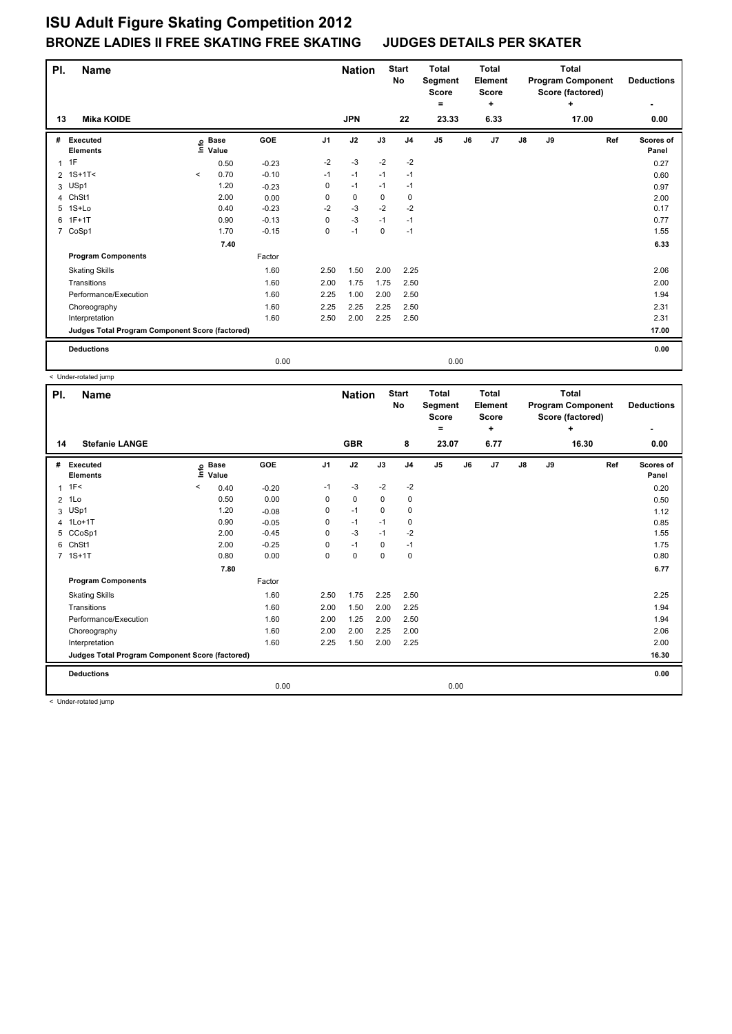# ISU Adult Figure Skating Competition 2012

## BRONZE LADIES II FREE SKATING FREE SKATING JUDGES DETAILS PER SKATER

| Pl. | Name | Nation | Start No | Total Segment Score = | Total Element Score + | Total Program Component Score (factored) + | Deductions - |
|---|---|---|---|---|---|---|---|
| 13 | Mika KOIDE | JPN | 22 | 23.33 | 6.33 | 17.00 | 0.00 |

| # | Executed Elements | Info | Base Value | GOE | J1 | J2 | J3 | J4 | J5 | J6 | J7 | J8 | J9 | Ref | Scores of Panel |
|---|---|---|---|---|---|---|---|---|---|---|---|---|---|---|---|
| 1 | 1F | | 0.50 | -0.23 | -2 | -3 | -2 | -2 | | | | | | | 0.27 |
| 2 | 1S+1T< | < | 0.70 | -0.10 | -1 | -1 | -1 | -1 | | | | | | | 0.60 |
| 3 | USp1 | | 1.20 | -0.23 | 0 | -1 | -1 | -1 | | | | | | | 0.97 |
| 4 | ChSt1 | | 2.00 | 0.00 | 0 | 0 | 0 | 0 | | | | | | | 2.00 |
| 5 | 1S+Lo | | 0.40 | -0.23 | -2 | -3 | -2 | -2 | | | | | | | 0.17 |
| 6 | 1F+1T | | 0.90 | -0.13 | 0 | -3 | -1 | -1 | | | | | | | 0.77 |
| 7 | CoSp1 | | 1.70 | -0.15 | 0 | -1 | 0 | -1 | | | | | | | 1.55 |
| | | | 7.40 | | | | | | | | | | | | 6.33 |
| | **Program Components** | | | Factor | | | | | | | | | | | |
| | Skating Skills | | | 1.60 | 2.50 | 1.50 | 2.00 | 2.25 | | | | | | | 2.06 |
| | Transitions | | | 1.60 | 2.00 | 1.75 | 1.75 | 2.50 | | | | | | | 2.00 |
| | Performance/Execution | | | 1.60 | 2.25 | 1.00 | 2.00 | 2.50 | | | | | | | 1.94 |
| | Choreography | | | 1.60 | 2.25 | 2.25 | 2.25 | 2.50 | | | | | | | 2.31 |
| | Interpretation | | | 1.60 | 2.50 | 2.00 | 2.25 | 2.50 | | | | | | | 2.31 |
| | **Judges Total Program Component Score (factored)** | | | | | | | | | | | | | | 17.00 |
| | **Deductions** | | | | | | | | | | | | | | 0.00 |
| | | | | 0.00 | | | | | 0.00 | | | | | | |

< Under-rotated jump

| Pl. | Name | Nation | Start No | Total Segment Score = | Total Element Score + | Total Program Component Score (factored) + | Deductions - |
|---|---|---|---|---|---|---|---|
| 14 | Stefanie LANGE | GBR | 8 | 23.07 | 6.77 | 16.30 | 0.00 |

| # | Executed Elements | Info | Base Value | GOE | J1 | J2 | J3 | J4 | J5 | J6 | J7 | J8 | J9 | Ref | Scores of Panel |
|---|---|---|---|---|---|---|---|---|---|---|---|---|---|---|---|
| 1 | 1F< | < | 0.40 | -0.20 | -1 | -3 | -2 | -2 | | | | | | | 0.20 |
| 2 | 1Lo | | 0.50 | 0.00 | 0 | 0 | 0 | 0 | | | | | | | 0.50 |
| 3 | USp1 | | 1.20 | -0.08 | 0 | -1 | 0 | 0 | | | | | | | 1.12 |
| 4 | 1Lo+1T | | 0.90 | -0.05 | 0 | -1 | -1 | 0 | | | | | | | 0.85 |
| 5 | CCoSp1 | | 2.00 | -0.45 | 0 | -3 | -1 | -2 | | | | | | | 1.55 |
| 6 | ChSt1 | | 2.00 | -0.25 | 0 | -1 | 0 | -1 | | | | | | | 1.75 |
| 7 | 1S+1T | | 0.80 | 0.00 | 0 | 0 | 0 | 0 | | | | | | | 0.80 |
| | | | 7.80 | | | | | | | | | | | | 6.77 |
| | **Program Components** | | | Factor | | | | | | | | | | | |
| | Skating Skills | | | 1.60 | 2.50 | 1.75 | 2.25 | 2.50 | | | | | | | 2.25 |
| | Transitions | | | 1.60 | 2.00 | 1.50 | 2.00 | 2.25 | | | | | | | 1.94 |
| | Performance/Execution | | | 1.60 | 2.00 | 1.25 | 2.00 | 2.50 | | | | | | | 1.94 |
| | Choreography | | | 1.60 | 2.00 | 2.00 | 2.25 | 2.00 | | | | | | | 2.06 |
| | Interpretation | | | 1.60 | 2.25 | 1.50 | 2.00 | 2.25 | | | | | | | 2.00 |
| | **Judges Total Program Component Score (factored)** | | | | | | | | | | | | | | 16.30 |
| | **Deductions** | | | | | | | | | | | | | | 0.00 |
| | | | | 0.00 | | | | | 0.00 | | | | | | |

< Under-rotated jump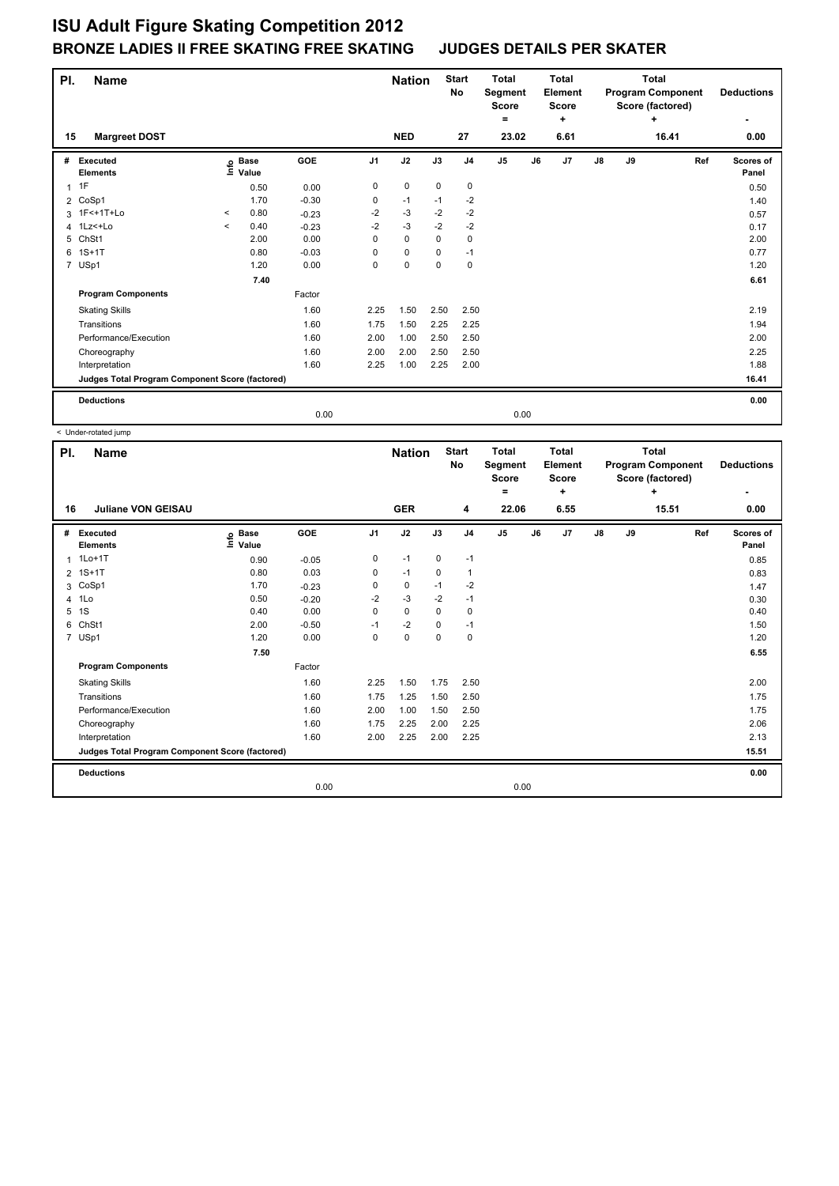# ISU Adult Figure Skating Competition 2012

## BRONZE LADIES II FREE SKATING FREE SKATING JUDGES DETAILS PER SKATER

| Pl. | Name | Nation | Start No | Total Segment Score = | Total Element Score + | Total Program Component Score (factored) + | Deductions - |
|---|---|---|---|---|---|---|---|
| 15 | Margreet DOST | NED | 27 | 23.02 | 6.61 | 16.41 | 0.00 |

| # | Executed Elements | Info | Base Value | GOE | J1 | J2 | J3 | J4 | J5 | J6 | J7 | J8 | J9 | Ref | Scores of Panel |
|---|---|---|---|---|---|---|---|---|---|---|---|---|---|---|---|
| 1 | 1F | | 0.50 | 0.00 | 0 | 0 | 0 | 0 | | | | | | | 0.50 |
| 2 | CoSp1 | | 1.70 | -0.30 | 0 | -1 | -1 | -2 | | | | | | | 1.40 |
| 3 | 1F<+1T+Lo | < | 0.80 | -0.23 | -2 | -3 | -2 | -2 | | | | | | | 0.57 |
| 4 | 1Lz<+Lo | < | 0.40 | -0.23 | -2 | -3 | -2 | -2 | | | | | | | 0.17 |
| 5 | ChSt1 | | 2.00 | 0.00 | 0 | 0 | 0 | 0 | | | | | | | 2.00 |
| 6 | 1S+1T | | 0.80 | -0.03 | 0 | 0 | 0 | -1 | | | | | | | 0.77 |
| 7 | USp1 | | 1.20 | 0.00 | 0 | 0 | 0 | 0 | | | | | | | 1.20 |
| | | | 7.40 | | | | | | | | | | | | 6.61 |
| | **Program Components** | | | Factor | | | | | | | | | | | |
| | Skating Skills | | | 1.60 | 2.25 | 1.50 | 2.50 | 2.50 | | | | | | | 2.19 |
| | Transitions | | | 1.60 | 1.75 | 1.50 | 2.25 | 2.25 | | | | | | | 1.94 |
| | Performance/Execution | | | 1.60 | 2.00 | 1.00 | 2.50 | 2.50 | | | | | | | 2.00 |
| | Choreography | | | 1.60 | 2.00 | 2.00 | 2.50 | 2.50 | | | | | | | 2.25 |
| | Interpretation | | | 1.60 | 2.25 | 1.00 | 2.25 | 2.00 | | | | | | | 1.88 |
| | **Judges Total Program Component Score (factored)** | | | | | | | | | | | | | | 16.41 |
| | **Deductions** | | | 0.00 | | | | | 0.00 | | | | | | 0.00 |

< Under-rotated jump

| Pl. | Name | Nation | Start No | Total Segment Score = | Total Element Score + | Total Program Component Score (factored) + | Deductions - |
|---|---|---|---|---|---|---|---|
| 16 | Juliane VON GEISAU | GER | 4 | 22.06 | 6.55 | 15.51 | 0.00 |

| # | Executed Elements | Info | Base Value | GOE | J1 | J2 | J3 | J4 | J5 | J6 | J7 | J8 | J9 | Ref | Scores of Panel |
|---|---|---|---|---|---|---|---|---|---|---|---|---|---|---|---|
| 1 | 1Lo+1T | | 0.90 | -0.05 | 0 | -1 | 0 | -1 | | | | | | | 0.85 |
| 2 | 1S+1T | | 0.80 | 0.03 | 0 | -1 | 0 | 1 | | | | | | | 0.83 |
| 3 | CoSp1 | | 1.70 | -0.23 | 0 | 0 | -1 | -2 | | | | | | | 1.47 |
| 4 | 1Lo | | 0.50 | -0.20 | -2 | -3 | -2 | -1 | | | | | | | 0.30 |
| 5 | 1S | | 0.40 | 0.00 | 0 | 0 | 0 | 0 | | | | | | | 0.40 |
| 6 | ChSt1 | | 2.00 | -0.50 | -1 | -2 | 0 | -1 | | | | | | | 1.50 |
| 7 | USp1 | | 1.20 | 0.00 | 0 | 0 | 0 | 0 | | | | | | | 1.20 |
| | | | 7.50 | | | | | | | | | | | | 6.55 |
| | **Program Components** | | | Factor | | | | | | | | | | | |
| | Skating Skills | | | 1.60 | 2.25 | 1.50 | 1.75 | 2.50 | | | | | | | 2.00 |
| | Transitions | | | 1.60 | 1.75 | 1.25 | 1.50 | 2.50 | | | | | | | 1.75 |
| | Performance/Execution | | | 1.60 | 2.00 | 1.00 | 1.50 | 2.50 | | | | | | | 1.75 |
| | Choreography | | | 1.60 | 1.75 | 2.25 | 2.00 | 2.25 | | | | | | | 2.06 |
| | Interpretation | | | 1.60 | 2.00 | 2.25 | 2.00 | 2.25 | | | | | | | 2.13 |
| | **Judges Total Program Component Score (factored)** | | | | | | | | | | | | | | 15.51 |
| | **Deductions** | | | 0.00 | | | | | 0.00 | | | | | | 0.00 |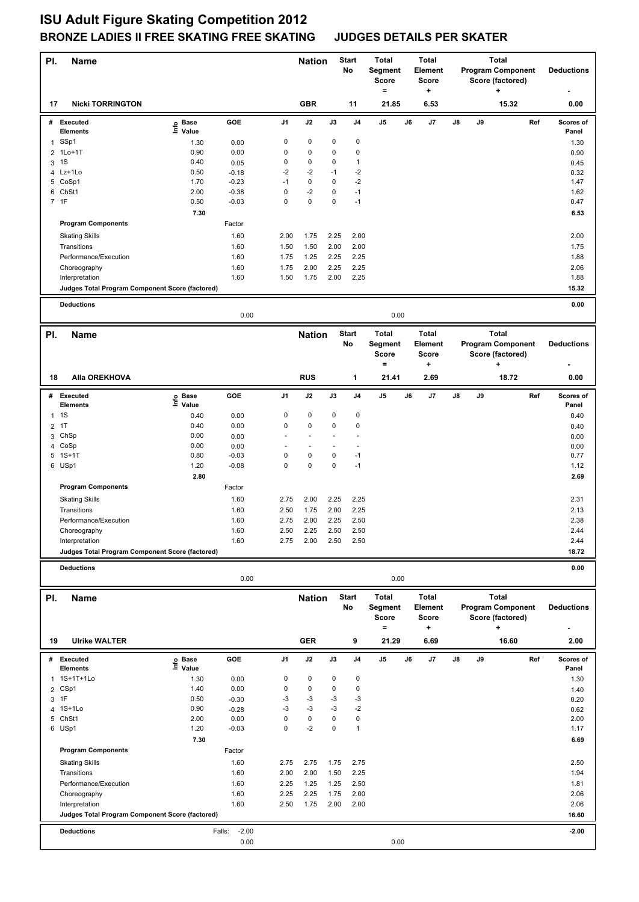# ISU Adult Figure Skating Competition 2012

## BRONZE LADIES II FREE SKATING FREE SKATING JUDGES DETAILS PER SKATER

| Pl. | Name | Nation | Start No | Total Segment Score = | Total Element Score + | Total Program Component Score (factored) + | Deductions - |
|---|---|---|---|---|---|---|---|
| 17 | Nicki TORRINGTON | GBR | 11 | 21.85 | 6.53 | 15.32 | 0.00 |

| # | Executed Elements | Info | Base Value | GOE | J1 | J2 | J3 | J4 | J5 | J6 | J7 | J8 | J9 | Ref | Scores of Panel |
|---|---|---|---|---|---|---|---|---|---|---|---|---|---|---|---|
| 1 | SSp1 | | 1.30 | 0.00 | 0 | 0 | 0 | 0 | | | | | | | 1.30 |
| 2 | 1Lo+1T | | 0.90 | 0.00 | 0 | 0 | 0 | 0 | | | | | | | 0.90 |
| 3 | 1S | | 0.40 | 0.05 | 0 | 0 | 0 | 1 | | | | | | | 0.45 |
| 4 | Lz+1Lo | | 0.50 | -0.18 | -2 | -2 | -1 | -2 | | | | | | | 0.32 |
| 5 | CoSp1 | | 1.70 | -0.23 | -1 | 0 | 0 | -2 | | | | | | | 1.47 |
| 6 | ChSt1 | | 2.00 | -0.38 | 0 | -2 | 0 | -1 | | | | | | | 1.62 |
| 7 | 1F | | 0.50 | -0.03 | 0 | 0 | 0 | -1 | | | | | | | 0.47 |
| | | | 7.30 | | | | | | | | | | | | 6.53 |

| Program Components | Factor | J1 | J2 | J3 | J4 | J5 | J6 | J7 | J8 | J9 | Ref | Scores of Panel |
|---|---|---|---|---|---|---|---|---|---|---|---|---|
| Skating Skills | 1.60 | 2.00 | 1.75 | 2.25 | 2.00 | | | | | | | 2.00 |
| Transitions | 1.60 | 1.50 | 1.50 | 2.00 | 2.00 | | | | | | | 1.75 |
| Performance/Execution | 1.60 | 1.75 | 1.25 | 2.25 | 2.25 | | | | | | | 1.88 |
| Choreography | 1.60 | 1.75 | 2.00 | 2.25 | 2.25 | | | | | | | 2.06 |
| Interpretation | 1.60 | 1.50 | 1.75 | 2.00 | 2.25 | | | | | | | 1.88 |
| Judges Total Program Component Score (factored) | | | | | | | | | | | | 15.32 |

**Deductions** 0.00

0.00 0.00

| Pl. | Name | Nation | Start No | Total Segment Score = | Total Element Score + | Total Program Component Score (factored) + | Deductions - |
|---|---|---|---|---|---|---|---|
| 18 | Alla OREKHOVA | RUS | 1 | 21.41 | 2.69 | 18.72 | 0.00 |

| # | Executed Elements | Info | Base Value | GOE | J1 | J2 | J3 | J4 | J5 | J6 | J7 | J8 | J9 | Ref | Scores of Panel |
|---|---|---|---|---|---|---|---|---|---|---|---|---|---|---|---|
| 1 | 1S | | 0.40 | 0.00 | 0 | 0 | 0 | 0 | | | | | | | 0.40 |
| 2 | 1T | | 0.40 | 0.00 | 0 | 0 | 0 | 0 | | | | | | | 0.40 |
| 3 | ChSp | | 0.00 | 0.00 | - | - | - | - | | | | | | | 0.00 |
| 4 | CoSp | | 0.00 | 0.00 | - | - | - | - | | | | | | | 0.00 |
| 5 | 1S+1T | | 0.80 | -0.03 | 0 | 0 | 0 | -1 | | | | | | | 0.77 |
| 6 | USp1 | | 1.20 | -0.08 | 0 | 0 | 0 | -1 | | | | | | | 1.12 |
| | | | 2.80 | | | | | | | | | | | | 2.69 |

| Program Components | Factor | J1 | J2 | J3 | J4 | J5 | J6 | J7 | J8 | J9 | Ref | Scores of Panel |
|---|---|---|---|---|---|---|---|---|---|---|---|---|
| Skating Skills | 1.60 | 2.75 | 2.00 | 2.25 | 2.25 | | | | | | | 2.31 |
| Transitions | 1.60 | 2.50 | 1.75 | 2.00 | 2.25 | | | | | | | 2.13 |
| Performance/Execution | 1.60 | 2.75 | 2.00 | 2.25 | 2.50 | | | | | | | 2.38 |
| Choreography | 1.60 | 2.50 | 2.25 | 2.50 | 2.50 | | | | | | | 2.44 |
| Interpretation | 1.60 | 2.75 | 2.00 | 2.50 | 2.50 | | | | | | | 2.44 |
| Judges Total Program Component Score (factored) | | | | | | | | | | | | 18.72 |

**Deductions** 0.00

0.00 0.00

| Pl. | Name | Nation | Start No | Total Segment Score = | Total Element Score + | Total Program Component Score (factored) + | Deductions - |
|---|---|---|---|---|---|---|---|
| 19 | Ulrike WALTER | GER | 9 | 21.29 | 6.69 | 16.60 | 2.00 |

| # | Executed Elements | Info | Base Value | GOE | J1 | J2 | J3 | J4 | J5 | J6 | J7 | J8 | J9 | Ref | Scores of Panel |
|---|---|---|---|---|---|---|---|---|---|---|---|---|---|---|---|
| 1 | 1S+1T+1Lo | | 1.30 | 0.00 | 0 | 0 | 0 | 0 | | | | | | | 1.30 |
| 2 | CSp1 | | 1.40 | 0.00 | 0 | 0 | 0 | 0 | | | | | | | 1.40 |
| 3 | 1F | | 0.50 | -0.30 | -3 | -3 | -3 | -3 | | | | | | | 0.20 |
| 4 | 1S+1Lo | | 0.90 | -0.28 | -3 | -3 | -3 | -2 | | | | | | | 0.62 |
| 5 | ChSt1 | | 2.00 | 0.00 | 0 | 0 | 0 | 0 | | | | | | | 2.00 |
| 6 | USp1 | | 1.20 | -0.03 | 0 | -2 | 0 | 1 | | | | | | | 1.17 |
| | | | 7.30 | | | | | | | | | | | | 6.69 |

| Program Components | Factor | J1 | J2 | J3 | J4 | J5 | J6 | J7 | J8 | J9 | Ref | Scores of Panel |
|---|---|---|---|---|---|---|---|---|---|---|---|---|
| Skating Skills | 1.60 | 2.75 | 2.75 | 1.75 | 2.75 | | | | | | | 2.50 |
| Transitions | 1.60 | 2.00 | 2.00 | 1.50 | 2.25 | | | | | | | 1.94 |
| Performance/Execution | 1.60 | 2.25 | 1.25 | 1.25 | 2.50 | | | | | | | 1.81 |
| Choreography | 1.60 | 2.25 | 2.25 | 1.75 | 2.00 | | | | | | | 2.06 |
| Interpretation | 1.60 | 2.50 | 1.75 | 2.00 | 2.00 | | | | | | | 2.06 |
| Judges Total Program Component Score (factored) | | | | | | | | | | | | 16.60 |

**Deductions** Falls: -2.00 -2.00

0.00 0.00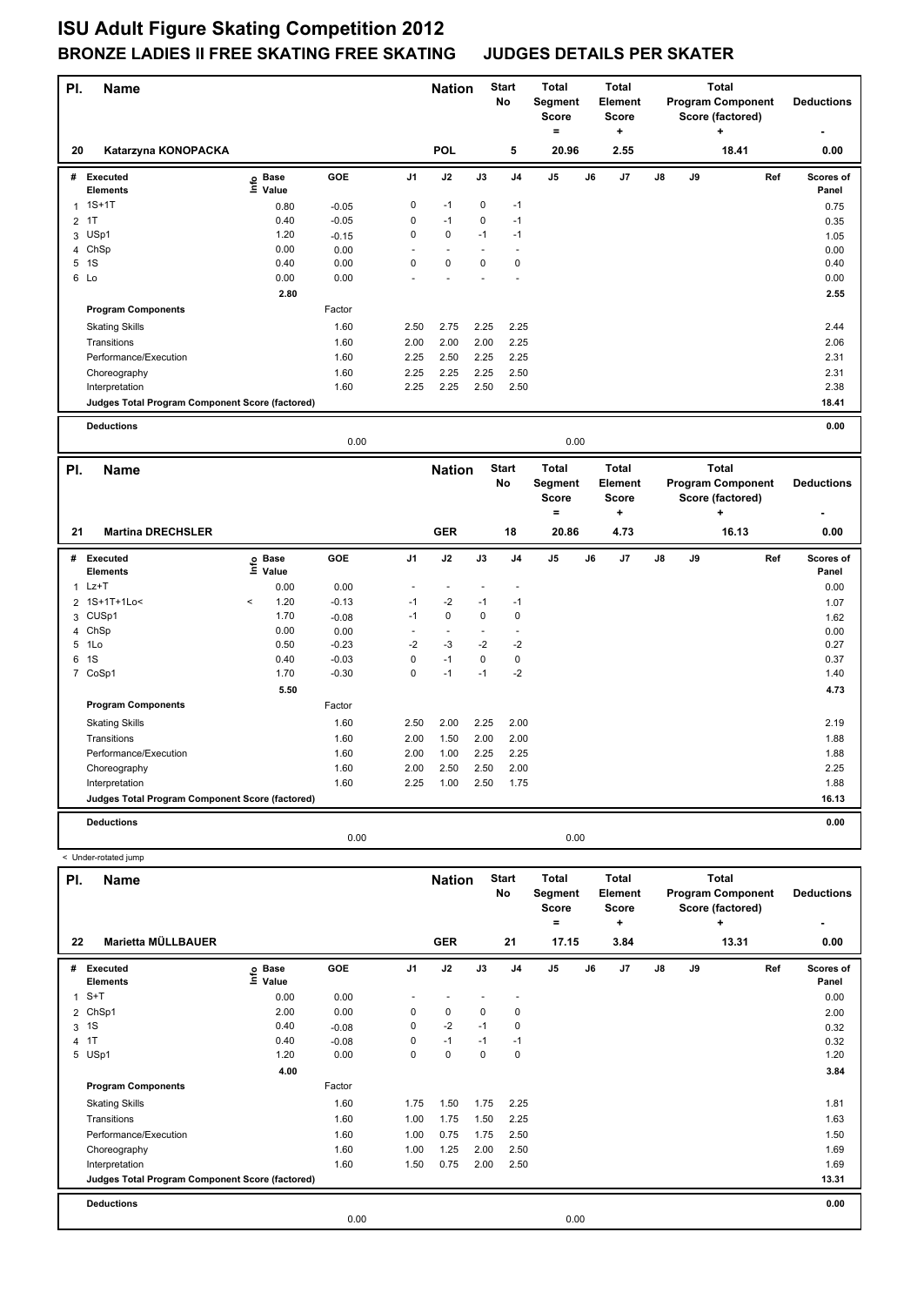# ISU Adult Figure Skating Competition 2012

## BRONZE LADIES II FREE SKATING FREE SKATING JUDGES DETAILS PER SKATER

| Pl. | Name | Nation | Start No | Total Segment Score = | Total Element Score + | Total Program Component Score (factored) + | Deductions - |
|---|---|---|---|---|---|---|---|
| 20 | Katarzyna KONOPACKA | POL | 5 | 20.96 | 2.55 | 18.41 | 0.00 |

| # | Executed Elements | Info | Base Value | GOE | J1 | J2 | J3 | J4 | J5 | J6 | J7 | J8 | J9 | Ref | Scores of Panel |
|---|---|---|---|---|---|---|---|---|---|---|---|---|---|---|---|
| 1 | 1S+1T | | 0.80 | -0.05 | 0 | -1 | 0 | -1 | | | | | | | 0.75 |
| 2 | 1T | | 0.40 | -0.05 | 0 | -1 | 0 | -1 | | | | | | | 0.35 |
| 3 | USp1 | | 1.20 | -0.15 | 0 | 0 | -1 | -1 | | | | | | | 1.05 |
| 4 | ChSp | | 0.00 | 0.00 | - | - | - | - | | | | | | | 0.00 |
| 5 | 1S | | 0.40 | 0.00 | 0 | 0 | 0 | 0 | | | | | | | 0.40 |
| 6 | Lo | | 0.00 | 0.00 | - | - | - | - | | | | | | | 0.00 |
| | | | 2.80 | | | | | | | | | | | | 2.55 |

| Program Components | Factor | J1 | J2 | J3 | J4 | J5 | J6 | J7 | J8 | J9 | Scores of Panel |
|---|---|---|---|---|---|---|---|---|---|---|---|
| Skating Skills | 1.60 | 2.50 | 2.75 | 2.25 | 2.25 | | | | | | 2.44 |
| Transitions | 1.60 | 2.00 | 2.00 | 2.00 | 2.25 | | | | | | 2.06 |
| Performance/Execution | 1.60 | 2.25 | 2.50 | 2.25 | 2.25 | | | | | | 2.31 |
| Choreography | 1.60 | 2.25 | 2.25 | 2.25 | 2.50 | | | | | | 2.31 |
| Interpretation | 1.60 | 2.25 | 2.25 | 2.50 | 2.50 | | | | | | 2.38 |
| Judges Total Program Component Score (factored) | | | | | | | | | | | 18.41 |

| Deductions | | | 0.00 |
|---|---|---|---|
| | 0.00 | 0.00 | |

| Pl. | Name | Nation | Start No | Total Segment Score = | Total Element Score + | Total Program Component Score (factored) + | Deductions - |
|---|---|---|---|---|---|---|---|
| 21 | Martina DRECHSLER | GER | 18 | 20.86 | 4.73 | 16.13 | 0.00 |

| # | Executed Elements | Info | Base Value | GOE | J1 | J2 | J3 | J4 | J5 | J6 | J7 | J8 | J9 | Ref | Scores of Panel |
|---|---|---|---|---|---|---|---|---|---|---|---|---|---|---|---|
| 1 | Lz+T | | 0.00 | 0.00 | - | - | - | - | | | | | | | 0.00 |
| 2 | 1S+1T+1Lo< | < | 1.20 | -0.13 | -1 | -2 | -1 | -1 | | | | | | | 1.07 |
| 3 | CUSp1 | | 1.70 | -0.08 | -1 | 0 | 0 | 0 | | | | | | | 1.62 |
| 4 | ChSp | | 0.00 | 0.00 | - | - | - | - | | | | | | | 0.00 |
| 5 | 1Lo | | 0.50 | -0.23 | -2 | -3 | -2 | -2 | | | | | | | 0.27 |
| 6 | 1S | | 0.40 | -0.03 | 0 | -1 | 0 | 0 | | | | | | | 0.37 |
| 7 | CoSp1 | | 1.70 | -0.30 | 0 | -1 | -1 | -2 | | | | | | | 1.40 |
| | | | 5.50 | | | | | | | | | | | | 4.73 |

| Program Components | Factor | J1 | J2 | J3 | J4 | J5 | J6 | J7 | J8 | J9 | Scores of Panel |
|---|---|---|---|---|---|---|---|---|---|---|---|
| Skating Skills | 1.60 | 2.50 | 2.00 | 2.25 | 2.00 | | | | | | 2.19 |
| Transitions | 1.60 | 2.00 | 1.50 | 2.00 | 2.00 | | | | | | 1.88 |
| Performance/Execution | 1.60 | 2.00 | 1.00 | 2.25 | 2.25 | | | | | | 1.88 |
| Choreography | 1.60 | 2.00 | 2.50 | 2.50 | 2.00 | | | | | | 2.25 |
| Interpretation | 1.60 | 2.25 | 1.00 | 2.50 | 1.75 | | | | | | 1.88 |
| Judges Total Program Component Score (factored) | | | | | | | | | | | 16.13 |

| Deductions | | | 0.00 |
|---|---|---|---|
| | 0.00 | 0.00 | |

< Under-rotated jump

| Pl. | Name | Nation | Start No | Total Segment Score = | Total Element Score + | Total Program Component Score (factored) + | Deductions - |
|---|---|---|---|---|---|---|---|
| 22 | Marietta MÜLLBAUER | GER | 21 | 17.15 | 3.84 | 13.31 | 0.00 |

| # | Executed Elements | Info | Base Value | GOE | J1 | J2 | J3 | J4 | J5 | J6 | J7 | J8 | J9 | Ref | Scores of Panel |
|---|---|---|---|---|---|---|---|---|---|---|---|---|---|---|---|
| 1 | S+T | | 0.00 | 0.00 | - | - | - | - | | | | | | | 0.00 |
| 2 | ChSp1 | | 2.00 | 0.00 | 0 | 0 | 0 | 0 | | | | | | | 2.00 |
| 3 | 1S | | 0.40 | -0.08 | 0 | -2 | -1 | 0 | | | | | | | 0.32 |
| 4 | 1T | | 0.40 | -0.08 | 0 | -1 | -1 | -1 | | | | | | | 0.32 |
| 5 | USp1 | | 1.20 | 0.00 | 0 | 0 | 0 | 0 | | | | | | | 1.20 |
| | | | 4.00 | | | | | | | | | | | | 3.84 |

| Program Components | Factor | J1 | J2 | J3 | J4 | J5 | J6 | J7 | J8 | J9 | Scores of Panel |
|---|---|---|---|---|---|---|---|---|---|---|---|
| Skating Skills | 1.60 | 1.75 | 1.50 | 1.75 | 2.25 | | | | | | 1.81 |
| Transitions | 1.60 | 1.00 | 1.75 | 1.50 | 2.25 | | | | | | 1.63 |
| Performance/Execution | 1.60 | 1.00 | 0.75 | 1.75 | 2.50 | | | | | | 1.50 |
| Choreography | 1.60 | 1.00 | 1.25 | 2.00 | 2.50 | | | | | | 1.69 |
| Interpretation | 1.60 | 1.50 | 0.75 | 2.00 | 2.50 | | | | | | 1.69 |
| Judges Total Program Component Score (factored) | | | | | | | | | | | 13.31 |

| Deductions | | | 0.00 |
|---|---|---|---|
| | 0.00 | 0.00 | |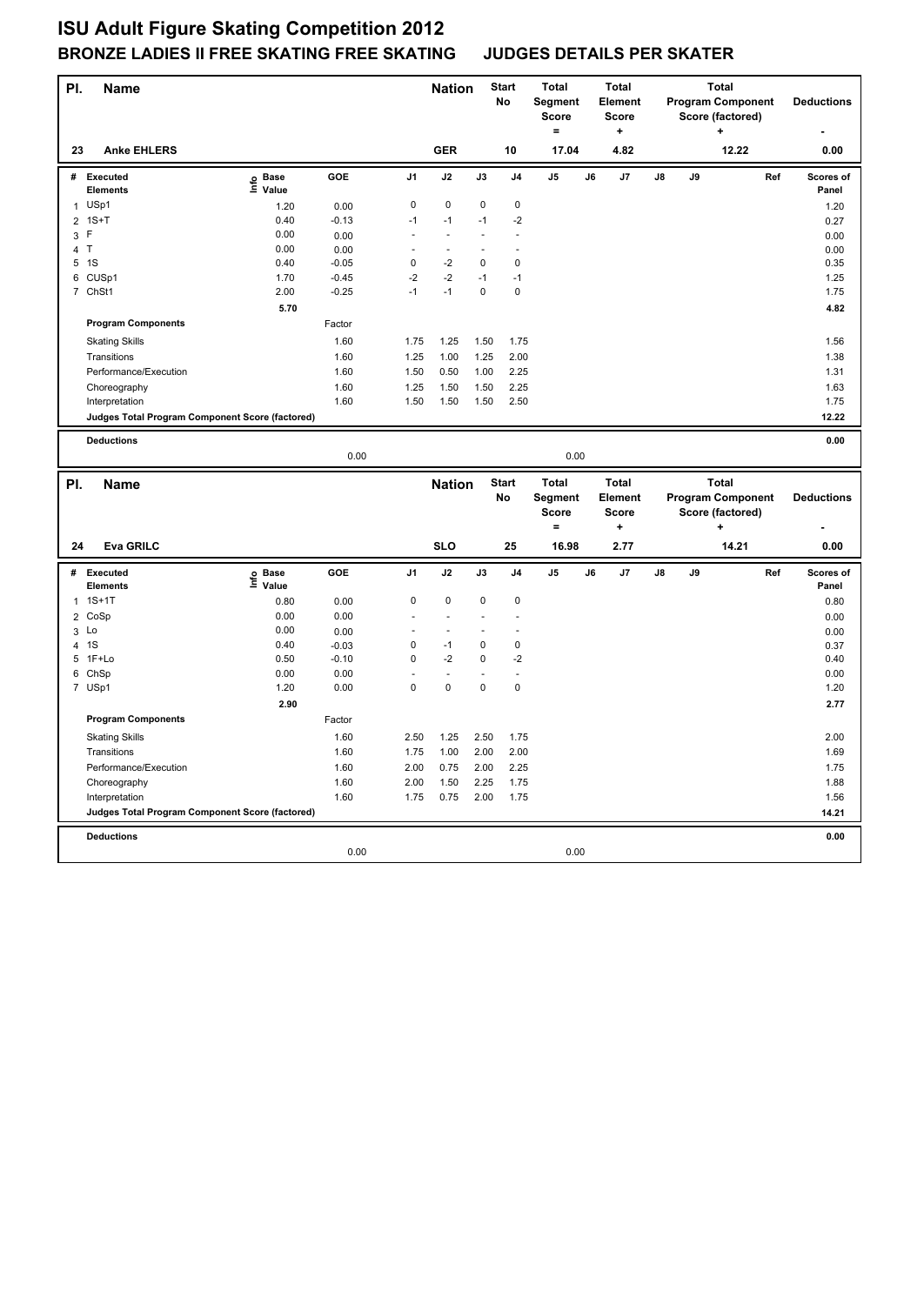# ISU Adult Figure Skating Competition 2012

## BRONZE LADIES II FREE SKATING FREE SKATING JUDGES DETAILS PER SKATER

| Pl. | Name | Nation | Start No | Total Segment Score = | Total Element Score + | Total Program Component Score (factored) + | Deductions - |
|---|---|---|---|---|---|---|---|
| 23 | Anke EHLERS | GER | 10 | 17.04 | 4.82 | 12.22 | 0.00 |

| # | Executed Elements | Info | Base Value | GOE | J1 | J2 | J3 | J4 | J5 | J6 | J7 | J8 | J9 | Ref | Scores of Panel |
|---|---|---|---|---|---|---|---|---|---|---|---|---|---|---|---|
| 1 | USp1 | | 1.20 | 0.00 | 0 | 0 | 0 | 0 | | | | | | | 1.20 |
| 2 | 1S+T | | 0.40 | -0.13 | -1 | -1 | -1 | -2 | | | | | | | 0.27 |
| 3 | F | | 0.00 | 0.00 | - | - | - | - | | | | | | | 0.00 |
| 4 | T | | 0.00 | 0.00 | - | - | - | - | | | | | | | 0.00 |
| 5 | 1S | | 0.40 | -0.05 | 0 | -2 | 0 | 0 | | | | | | | 0.35 |
| 6 | CUSp1 | | 1.70 | -0.45 | -2 | -2 | -1 | -1 | | | | | | | 1.25 |
| 7 | ChSt1 | | 2.00 | -0.25 | -1 | -1 | 0 | 0 | | | | | | | 1.75 |
| | | | 5.70 | | | | | | | | | | | | 4.82 |
| | **Program Components** | | | Factor | | | | | | | | | | | |
| | Skating Skills | | | 1.60 | 1.75 | 1.25 | 1.50 | 1.75 | | | | | | | 1.56 |
| | Transitions | | | 1.60 | 1.25 | 1.00 | 1.25 | 2.00 | | | | | | | 1.38 |
| | Performance/Execution | | | 1.60 | 1.50 | 0.50 | 1.00 | 2.25 | | | | | | | 1.31 |
| | Choreography | | | 1.60 | 1.25 | 1.50 | 1.50 | 2.25 | | | | | | | 1.63 |
| | Interpretation | | | 1.60 | 1.50 | 1.50 | 1.50 | 2.50 | | | | | | | 1.75 |
| | **Judges Total Program Component Score (factored)** | | | | | | | | | | | | | | 12.22 |
| | **Deductions** | | | | | | | | | | | | | | 0.00 |
| | | | | 0.00 | | | | | 0.00 | | | | | | |

| Pl. | Name | Nation | Start No | Total Segment Score = | Total Element Score + | Total Program Component Score (factored) + | Deductions - |
|---|---|---|---|---|---|---|---|
| 24 | Eva GRILC | SLO | 25 | 16.98 | 2.77 | 14.21 | 0.00 |

| # | Executed Elements | Info | Base Value | GOE | J1 | J2 | J3 | J4 | J5 | J6 | J7 | J8 | J9 | Ref | Scores of Panel |
|---|---|---|---|---|---|---|---|---|---|---|---|---|---|---|---|
| 1 | 1S+1T | | 0.80 | 0.00 | 0 | 0 | 0 | 0 | | | | | | | 0.80 |
| 2 | CoSp | | 0.00 | 0.00 | - | - | - | - | | | | | | | 0.00 |
| 3 | Lo | | 0.00 | 0.00 | - | - | - | - | | | | | | | 0.00 |
| 4 | 1S | | 0.40 | -0.03 | 0 | -1 | 0 | 0 | | | | | | | 0.37 |
| 5 | 1F+Lo | | 0.50 | -0.10 | 0 | -2 | 0 | -2 | | | | | | | 0.40 |
| 6 | ChSp | | 0.00 | 0.00 | - | - | - | - | | | | | | | 0.00 |
| 7 | USp1 | | 1.20 | 0.00 | 0 | 0 | 0 | 0 | | | | | | | 1.20 |
| | | | 2.90 | | | | | | | | | | | | 2.77 |
| | **Program Components** | | | Factor | | | | | | | | | | | |
| | Skating Skills | | | 1.60 | 2.50 | 1.25 | 2.50 | 1.75 | | | | | | | 2.00 |
| | Transitions | | | 1.60 | 1.75 | 1.00 | 2.00 | 2.00 | | | | | | | 1.69 |
| | Performance/Execution | | | 1.60 | 2.00 | 0.75 | 2.00 | 2.25 | | | | | | | 1.75 |
| | Choreography | | | 1.60 | 2.00 | 1.50 | 2.25 | 1.75 | | | | | | | 1.88 |
| | Interpretation | | | 1.60 | 1.75 | 0.75 | 2.00 | 1.75 | | | | | | | 1.56 |
| | **Judges Total Program Component Score (factored)** | | | | | | | | | | | | | | 14.21 |
| | **Deductions** | | | | | | | | | | | | | | 0.00 |
| | | | | 0.00 | | | | | 0.00 | | | | | | |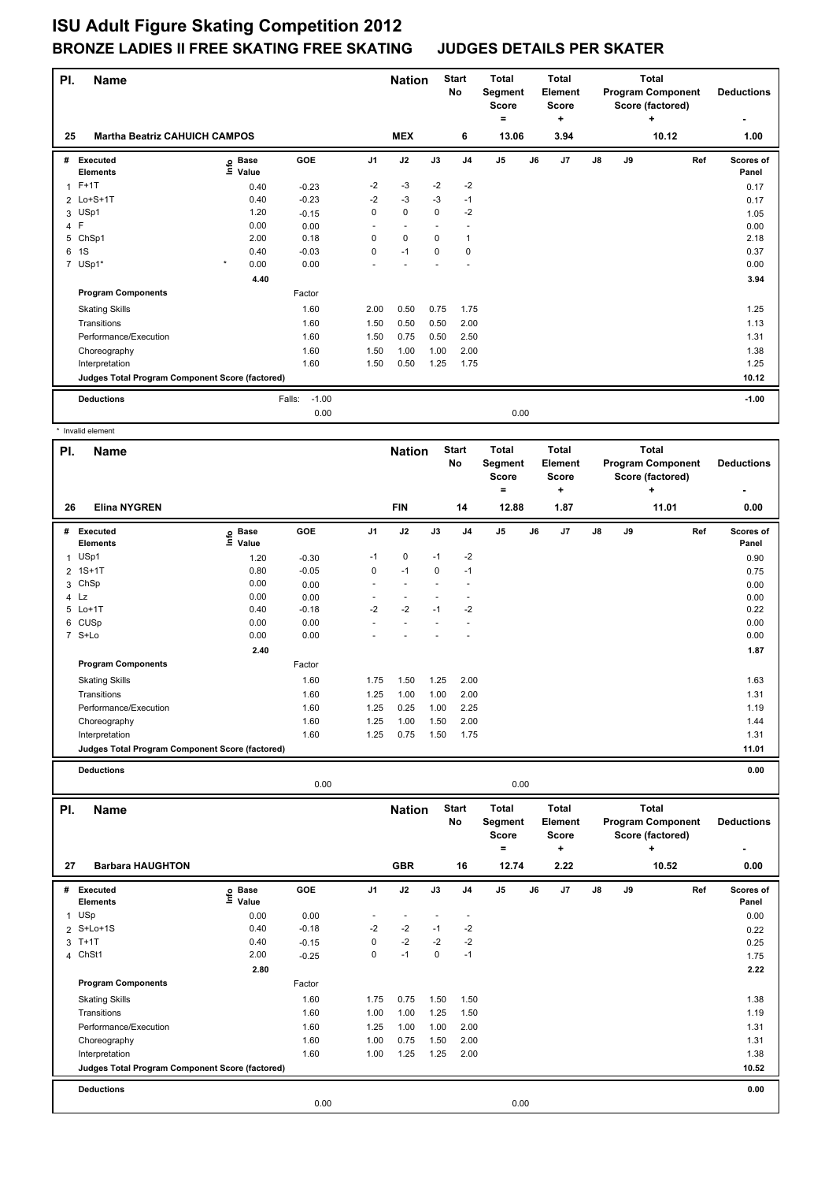# ISU Adult Figure Skating Competition 2012

## BRONZE LADIES II FREE SKATING FREE SKATING JUDGES DETAILS PER SKATER

| Pl. | Name | Nation | Start No | Total Segment Score = | Total Element Score + | Total Program Component Score (factored) + | Deductions - |
|---|---|---|---|---|---|---|---|
| 25 | Martha Beatriz CAHUICH CAMPOS | MEX | 6 | 13.06 | 3.94 | 10.12 | 1.00 |

| # | Executed Elements | Info | Base Value | GOE | J1 | J2 | J3 | J4 | J5 | J6 | J7 | J8 | J9 | Ref | Scores of Panel |
|---|---|---|---|---|---|---|---|---|---|---|---|---|---|---|---|
| 1 | F+1T | | 0.40 | -0.23 | -2 | -3 | -2 | -2 | | | | | | | 0.17 |
| 2 | Lo+S+1T | | 0.40 | -0.23 | -2 | -3 | -3 | -1 | | | | | | | 0.17 |
| 3 | USp1 | | 1.20 | -0.15 | 0 | 0 | 0 | -2 | | | | | | | 1.05 |
| 4 | F | | 0.00 | 0.00 | - | - | - | - | | | | | | | 0.00 |
| 5 | ChSp1 | | 2.00 | 0.18 | 0 | 0 | 0 | 1 | | | | | | | 2.18 |
| 6 | 1S | | 0.40 | -0.03 | 0 | -1 | 0 | 0 | | | | | | | 0.37 |
| 7 | USp1* | * | 0.00 | 0.00 | - | - | - | - | | | | | | | 0.00 |
| | | | 4.40 | | | | | | | | | | | | 3.94 |
| | **Program Components** | | | Factor | | | | | | | | | | | |
| | Skating Skills | | | 1.60 | 2.00 | 0.50 | 0.75 | 1.75 | | | | | | | 1.25 |
| | Transitions | | | 1.60 | 1.50 | 0.50 | 0.50 | 2.00 | | | | | | | 1.13 |
| | Performance/Execution | | | 1.60 | 1.50 | 0.75 | 0.50 | 2.50 | | | | | | | 1.31 |
| | Choreography | | | 1.60 | 1.50 | 1.00 | 1.00 | 2.00 | | | | | | | 1.38 |
| | Interpretation | | | 1.60 | 1.50 | 0.50 | 1.25 | 1.75 | | | | | | | 1.25 |
| | Judges Total Program Component Score (factored) | | | | | | | | | | | | | | 10.12 |
| | **Deductions** | | Falls: | -1.00 | | | | | | | | | | | -1.00 |
| | | | | 0.00 | | | | | 0.00 | | | | | | |

\* Invalid element

| Pl. | Name | Nation | Start No | Total Segment Score = | Total Element Score + | Total Program Component Score (factored) + | Deductions - |
|---|---|---|---|---|---|---|---|
| 26 | Elina NYGREN | FIN | 14 | 12.88 | 1.87 | 11.01 | 0.00 |

| # | Executed Elements | Info | Base Value | GOE | J1 | J2 | J3 | J4 | J5 | J6 | J7 | J8 | J9 | Ref | Scores of Panel |
|---|---|---|---|---|---|---|---|---|---|---|---|---|---|---|---|
| 1 | USp1 | | 1.20 | -0.30 | -1 | 0 | -1 | -2 | | | | | | | 0.90 |
| 2 | 1S+1T | | 0.80 | -0.05 | 0 | -1 | 0 | -1 | | | | | | | 0.75 |
| 3 | ChSp | | 0.00 | 0.00 | - | - | - | - | | | | | | | 0.00 |
| 4 | Lz | | 0.00 | 0.00 | - | - | - | - | | | | | | | 0.00 |
| 5 | Lo+1T | | 0.40 | -0.18 | -2 | -2 | -1 | -2 | | | | | | | 0.22 |
| 6 | CUSp | | 0.00 | 0.00 | - | - | - | - | | | | | | | 0.00 |
| 7 | S+Lo | | 0.00 | 0.00 | - | - | - | - | | | | | | | 0.00 |
| | | | 2.40 | | | | | | | | | | | | 1.87 |
| | **Program Components** | | | Factor | | | | | | | | | | | |
| | Skating Skills | | | 1.60 | 1.75 | 1.50 | 1.25 | 2.00 | | | | | | | 1.63 |
| | Transitions | | | 1.60 | 1.25 | 1.00 | 1.00 | 2.00 | | | | | | | 1.31 |
| | Performance/Execution | | | 1.60 | 1.25 | 0.25 | 1.00 | 2.25 | | | | | | | 1.19 |
| | Choreography | | | 1.60 | 1.25 | 1.00 | 1.50 | 2.00 | | | | | | | 1.44 |
| | Interpretation | | | 1.60 | 1.25 | 0.75 | 1.50 | 1.75 | | | | | | | 1.31 |
| | Judges Total Program Component Score (factored) | | | | | | | | | | | | | | 11.01 |
| | **Deductions** | | | | | | | | | | | | | | 0.00 |
| | | | | 0.00 | | | | | 0.00 | | | | | | |

| Pl. | Name | Nation | Start No | Total Segment Score = | Total Element Score + | Total Program Component Score (factored) + | Deductions - |
|---|---|---|---|---|---|---|---|
| 27 | Barbara HAUGHTON | GBR | 16 | 12.74 | 2.22 | 10.52 | 0.00 |

| # | Executed Elements | Info | Base Value | GOE | J1 | J2 | J3 | J4 | J5 | J6 | J7 | J8 | J9 | Ref | Scores of Panel |
|---|---|---|---|---|---|---|---|---|---|---|---|---|---|---|---|
| 1 | USp | | 0.00 | 0.00 | - | - | - | - | | | | | | | 0.00 |
| 2 | S+Lo+1S | | 0.40 | -0.18 | -2 | -2 | -1 | -2 | | | | | | | 0.22 |
| 3 | T+1T | | 0.40 | -0.15 | 0 | -2 | -2 | -2 | | | | | | | 0.25 |
| 4 | ChSt1 | | 2.00 | -0.25 | 0 | -1 | 0 | -1 | | | | | | | 1.75 |
| | | | 2.80 | | | | | | | | | | | | 2.22 |
| | **Program Components** | | | Factor | | | | | | | | | | | |
| | Skating Skills | | | 1.60 | 1.75 | 0.75 | 1.50 | 1.50 | | | | | | | 1.38 |
| | Transitions | | | 1.60 | 1.00 | 1.00 | 1.25 | 1.50 | | | | | | | 1.19 |
| | Performance/Execution | | | 1.60 | 1.25 | 1.00 | 1.00 | 2.00 | | | | | | | 1.31 |
| | Choreography | | | 1.60 | 1.00 | 0.75 | 1.50 | 2.00 | | | | | | | 1.31 |
| | Interpretation | | | 1.60 | 1.00 | 1.25 | 1.25 | 2.00 | | | | | | | 1.38 |
| | Judges Total Program Component Score (factored) | | | | | | | | | | | | | | 10.52 |
| | **Deductions** | | | | | | | | | | | | | | 0.00 |
| | | | | 0.00 | | | | | 0.00 | | | | | | |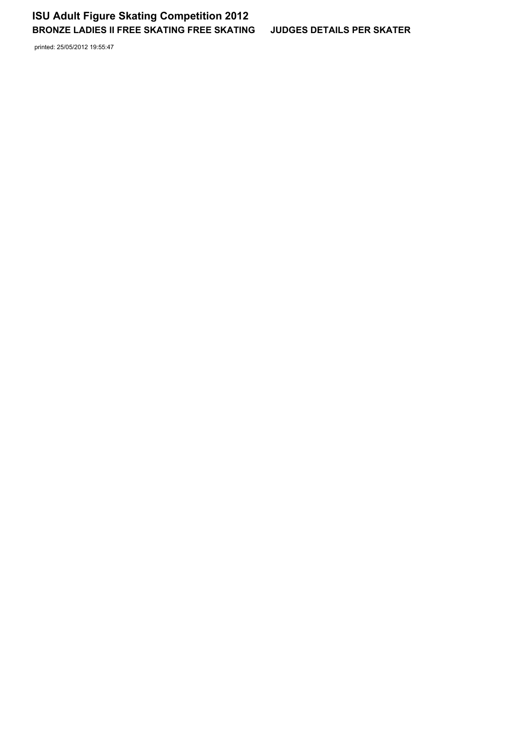# ISU Adult Figure Skating Competition 2012

## BRONZE LADIES II FREE SKATING FREE SKATING JUDGES DETAILS PER SKATER

printed: 25/05/2012 19:55:47